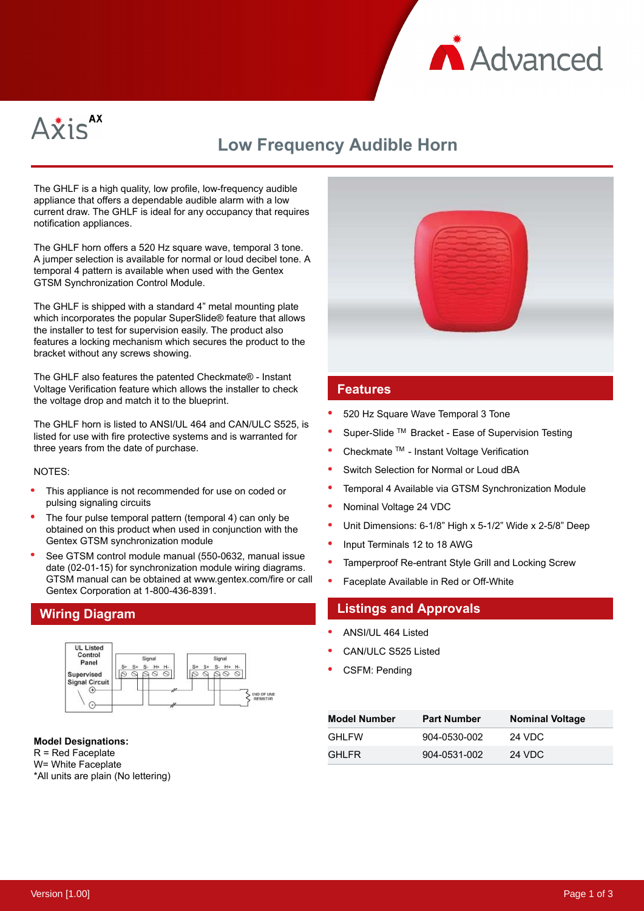# Axis AX

## Low Frequency Audible Horn

The GHLF is a high quality, low profile, low-frequency audible appliance that offers a dependable audible alarm with a low current draw. The GHLF is ideal for any occupancy that requires notification appliances.

The GHLF horn offers a 520 Hz square wave, temporal 3 tone. A jumper selection is available for normal or loud decibel tone. A temporal 4 pattern is available when used with the Gentex GTSM Synchronization Control Module.

The GHLF is shipped with a standard 4" metal mounting plate which incorporates the popular SuperSlide® feature that allows the installer to test for supervision easily. The product also features a locking mechanism which secures the product to the bracket without any screws showing.

The GHLF also features the patented Checkmate® - Instant Voltage Verification feature which allows the installer to check the voltage drop and match it to the blueprint.

The GHLF horn is listed to ANSI/UL 464 and CAN/ULC S525, is listed for use with fire protective systems and is warranted for three years from the date of purchase.

NOTES:

- This appliance is not recommended for use on coded or pulsing signaling circuits
- The four pulse temporal pattern (temporal 4) can only be obtained on this product when used in conjunction with the Gentex GTSM synchronization module
- See GTSM control module manual (550-0632, manual issue date (02-01-15) for synchronization module wiring diagrams. GTSM manual can be obtained at www.gentex.com/fire or call Gentex Corporation at 1-800-436-8391.

## Wiring Diagram

UL Listed Control Panel
Supervised Signal Circuit
Signal
S+ S+ S- H+ H-
Signal
S+ S+ S- H+ H-
END OF LINE RESISTOR

**Model Designations:**
R = Red Faceplate
W= White Faceplate
*All units are plain (No lettering)

## Features

- 520 Hz Square Wave Temporal 3 Tone
- Super-Slide ™ Bracket - Ease of Supervision Testing
- Checkmate ™ - Instant Voltage Verification
- Switch Selection for Normal or Loud dBA
- Temporal 4 Available via GTSM Synchronization Module
- Nominal Voltage 24 VDC
- Unit Dimensions: 6-1/8" High x 5-1/2" Wide x 2-5/8" Deep
- Input Terminals 12 to 18 AWG
- Tamperproof Re-entrant Style Grill and Locking Screw
- Faceplate Available in Red or Off-White

## Listings and Approvals

- ANSI/UL 464 Listed
- CAN/ULC S525 Listed
- CSFM: Pending

| Model Number | Part Number | Nominal Voltage |
|---|---|---|
| GHLFW | 904-0530-002 | 24 VDC |
| GHLFR | 904-0531-002 | 24 VDC |

Version [1.00]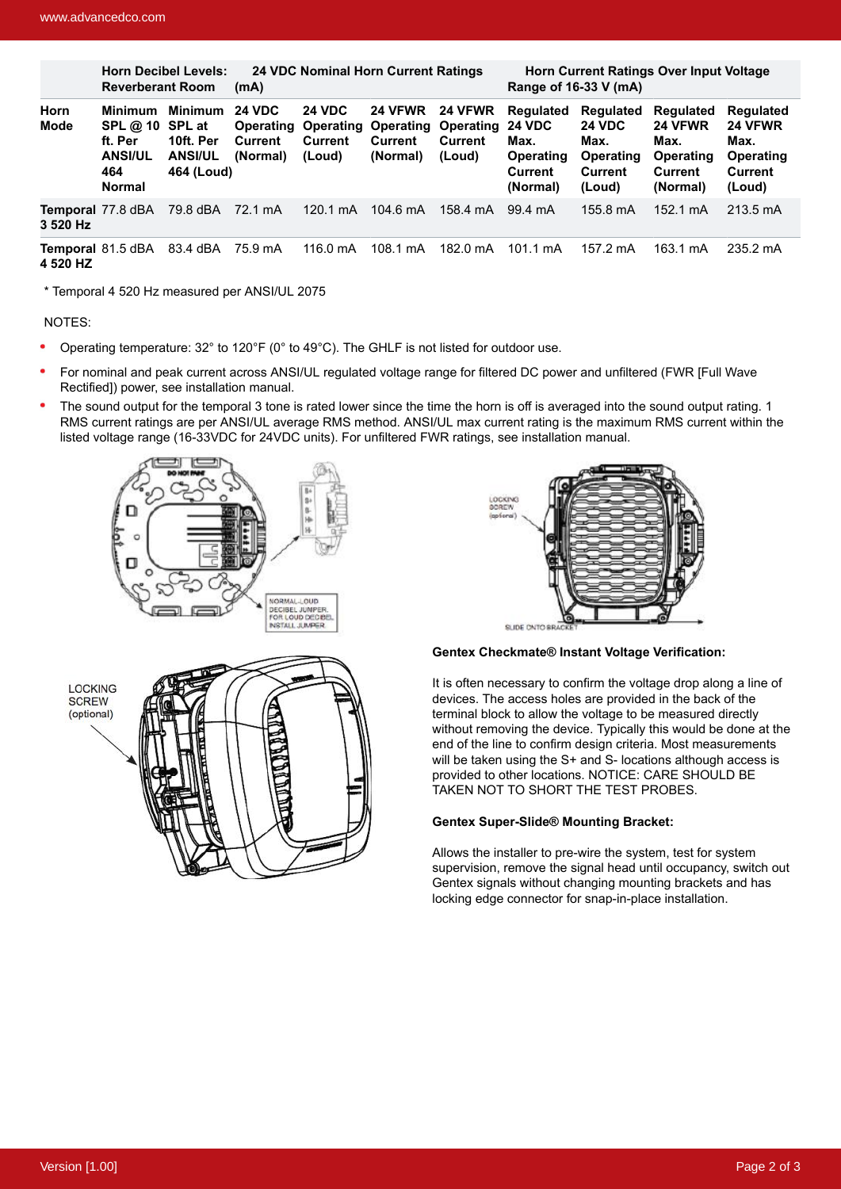| | Horn Decibel Levels: Reverberant Room | | 24 VDC Nominal Horn Current Ratings (mA) | | | | Horn Current Ratings Over Input Voltage Range of 16-33 V (mA) | | | |
|---|---|---|---|---|---|---|---|---|---|---|
| Horn Mode | Minimum SPL @ 10 ft. Per ANSI/UL 464 Normal | Minimum SPL at 10ft. Per ANSI/UL 464 (Loud) | 24 VDC Operating Current (Normal) | 24 VDC Operating Current (Loud) | 24 VFWR Operating Current (Normal) | 24 VFWR Operating Current (Loud) | Regulated 24 VDC Max. Operating Current (Normal) | Regulated 24 VDC Max. Operating Current (Loud) | Regulated 24 VFWR Max. Operating Current (Normal) | Regulated 24 VFWR Max. Operating Current (Loud) |
| Temporal 3 520 Hz | 77.8 dBA | 79.8 dBA | 72.1 mA | 120.1 mA | 104.6 mA | 158.4 mA | 99.4 mA | 155.8 mA | 152.1 mA | 213.5 mA |
| Temporal 4 520 HZ | 81.5 dBA | 83.4 dBA | 75.9 mA | 116.0 mA | 108.1 mA | 182.0 mA | 101.1 mA | 157.2 mA | 163.1 mA | 235.2 mA |

* Temporal 4 520 Hz measured per ANSI/UL 2075

NOTES:

- Operating temperature: 32° to 120°F (0° to 49°C). The GHLF is not listed for outdoor use.
- For nominal and peak current across ANSI/UL regulated voltage range for filtered DC power and unfiltered (FWR [Full Wave Rectified]) power, see installation manual.
- The sound output for the temporal 3 tone is rated lower since the time the horn is off is averaged into the sound output rating. 1 RMS current ratings are per ANSI/UL average RMS method. ANSI/UL max current rating is the maximum RMS current within the listed voltage range (16-33VDC for 24VDC units). For unfiltered FWR ratings, see installation manual.

DO NOT PAINT

NORMAL-LOUD DECIBEL JUMPER. FOR LOUD DECIBEL INSTALL JUMPER

LOCKING SCREW (optional)

SLIDE ONTO BRACKET

LOCKING SCREW (optional)

**Gentex Checkmate® Instant Voltage Verification:**

It is often necessary to confirm the voltage drop along a line of devices. The access holes are provided in the back of the terminal block to allow the voltage to be measured directly without removing the device. Typically this would be done at the end of the line to confirm design criteria. Most measurements will be taken using the S+ and S- locations although access is provided to other locations. NOTICE: CARE SHOULD BE TAKEN NOT TO SHORT THE TEST PROBES.

**Gentex Super-Slide® Mounting Bracket:**

Allows the installer to pre-wire the system, test for system supervision, remove the signal head until occupancy, switch out Gentex signals without changing mounting brackets and has locking edge connector for snap-in-place installation.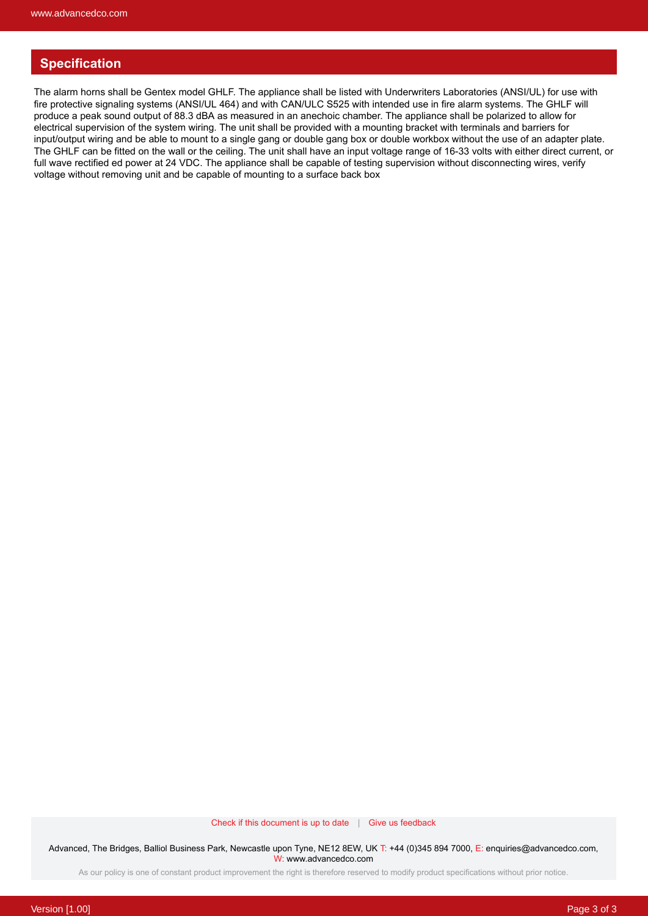## Specification

The alarm horns shall be Gentex model GHLF. The appliance shall be listed with Underwriters Laboratories (ANSI/UL) for use with fire protective signaling systems (ANSI/UL 464) and with CAN/ULC S525 with intended use in fire alarm systems. The GHLF will produce a peak sound output of 88.3 dBA as measured in an anechoic chamber. The appliance shall be polarized to allow for electrical supervision of the system wiring. The unit shall be provided with a mounting bracket with terminals and barriers for input/output wiring and be able to mount to a single gang or double gang box or double workbox without the use of an adapter plate. The GHLF can be fitted on the wall or the ceiling. The unit shall have an input voltage range of 16-33 volts with either direct current, or full wave rectified ed power at 24 VDC. The appliance shall be capable of testing supervision without disconnecting wires, verify voltage without removing unit and be capable of mounting to a surface back box

Check if this document is up to date | Give us feedback

Advanced, The Bridges, Balliol Business Park, Newcastle upon Tyne, NE12 8EW, UK T: +44 (0)345 894 7000, E: enquiries@advancedco.com, W: www.advancedco.com

As our policy is one of constant product improvement the right is therefore reserved to modify product specifications without prior notice.

Version [1.00]